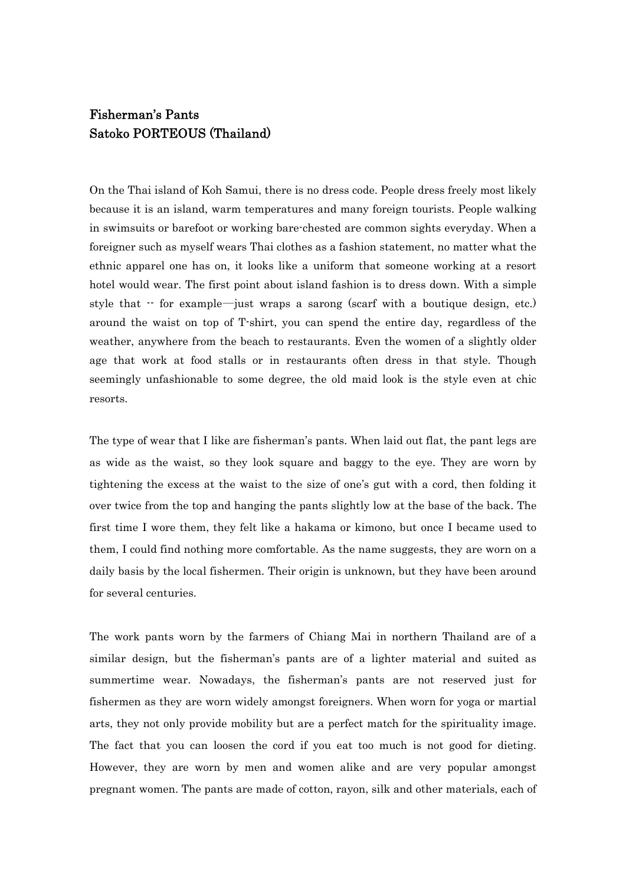# Fisherman's Pants
## Satoko PORTEOUS (Thailand)

On the Thai island of Koh Samui, there is no dress code. People dress freely most likely because it is an island, warm temperatures and many foreign tourists. People walking in swimsuits or barefoot or working bare-chested are common sights everyday. When a foreigner such as myself wears Thai clothes as a fashion statement, no matter what the ethnic apparel one has on, it looks like a uniform that someone working at a resort hotel would wear. The first point about island fashion is to dress down. With a simple style that -- for example—just wraps a sarong (scarf with a boutique design, etc.) around the waist on top of T-shirt, you can spend the entire day, regardless of the weather, anywhere from the beach to restaurants. Even the women of a slightly older age that work at food stalls or in restaurants often dress in that style. Though seemingly unfashionable to some degree, the old maid look is the style even at chic resorts.

The type of wear that I like are fisherman's pants. When laid out flat, the pant legs are as wide as the waist, so they look square and baggy to the eye. They are worn by tightening the excess at the waist to the size of one's gut with a cord, then folding it over twice from the top and hanging the pants slightly low at the base of the back. The first time I wore them, they felt like a hakama or kimono, but once I became used to them, I could find nothing more comfortable. As the name suggests, they are worn on a daily basis by the local fishermen. Their origin is unknown, but they have been around for several centuries.

The work pants worn by the farmers of Chiang Mai in northern Thailand are of a similar design, but the fisherman's pants are of a lighter material and suited as summertime wear. Nowadays, the fisherman's pants are not reserved just for fishermen as they are worn widely amongst foreigners. When worn for yoga or martial arts, they not only provide mobility but are a perfect match for the spirituality image. The fact that you can loosen the cord if you eat too much is not good for dieting. However, they are worn by men and women alike and are very popular amongst pregnant women. The pants are made of cotton, rayon, silk and other materials, each of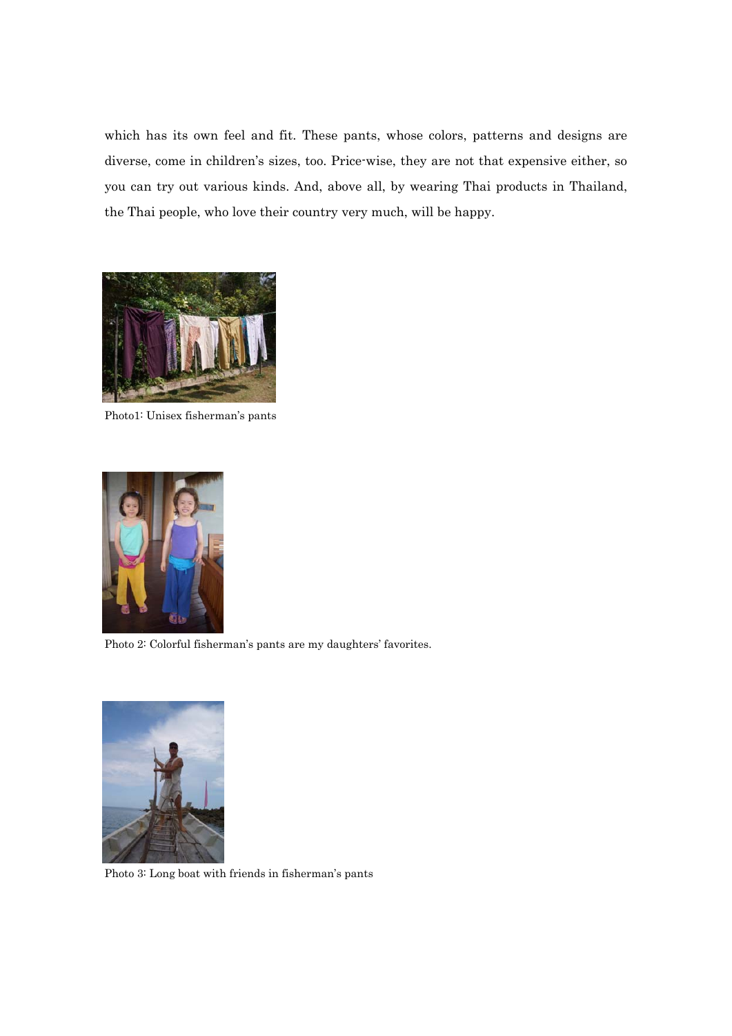which has its own feel and fit. These pants, whose colors, patterns and designs are diverse, come in children's sizes, too. Price-wise, they are not that expensive either, so you can try out various kinds. And, above all, by wearing Thai products in Thailand, the Thai people, who love their country very much, will be happy.

Photo1: Unisex fisherman's pants

Photo 2: Colorful fisherman's pants are my daughters' favorites.

Photo 3: Long boat with friends in fisherman's pants